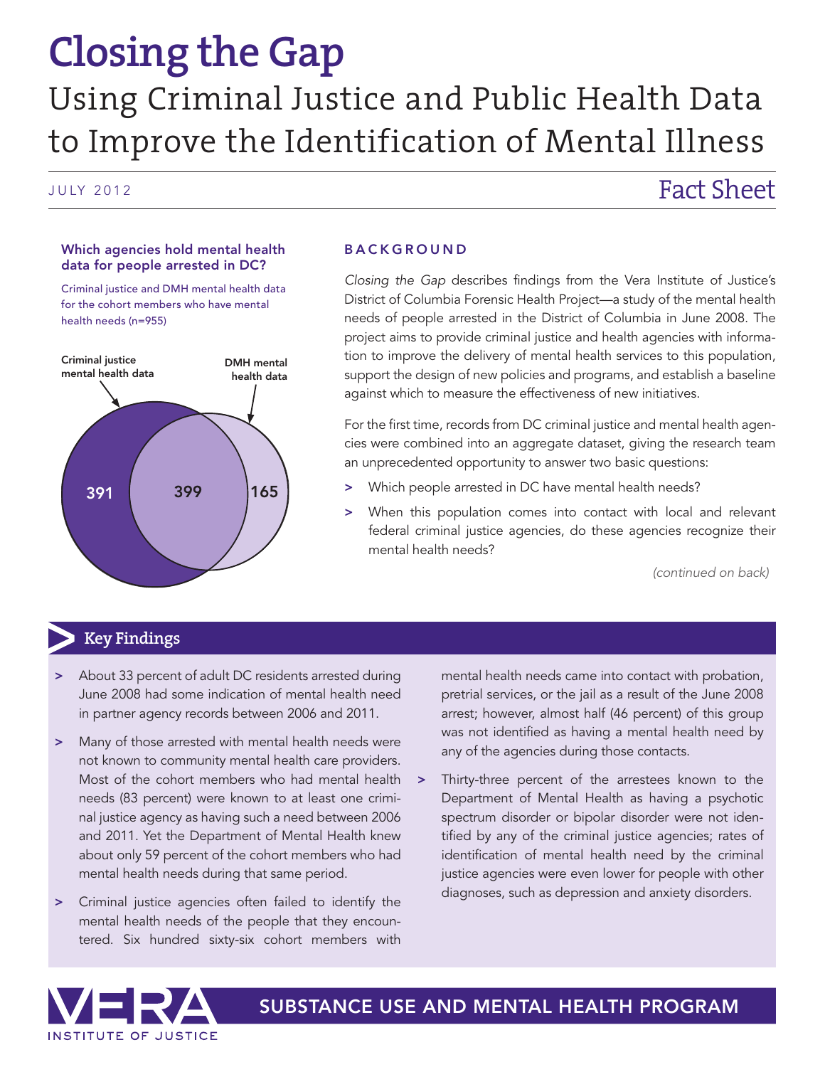# Closing the Gap

## Using Criminal Justice and Public Health Data to Improve the Identification of Mental Illness

JULY 2012

Fact Sheet

**Which agencies hold mental health data for people arrested in DC?**

Criminal justice and DMH mental health data for the cohort members who have mental health needs (n=955)

Criminal justice mental health data

DMH mental health data

391

399

165

### BACKGROUND

*Closing the Gap* describes findings from the Vera Institute of Justice's District of Columbia Forensic Health Project—a study of the mental health needs of people arrested in the District of Columbia in June 2008. The project aims to provide criminal justice and health agencies with information to improve the delivery of mental health services to this population, support the design of new policies and programs, and establish a baseline against which to measure the effectiveness of new initiatives.

For the first time, records from DC criminal justice and mental health agencies were combined into an aggregate dataset, giving the research team an unprecedented opportunity to answer two basic questions:

- Which people arrested in DC have mental health needs?
- When this population comes into contact with local and relevant federal criminal justice agencies, do these agencies recognize their mental health needs?

*(continued on back)*

## Key Findings

- About 33 percent of adult DC residents arrested during June 2008 had some indication of mental health need in partner agency records between 2006 and 2011.
- Many of those arrested with mental health needs were not known to community mental health care providers. Most of the cohort members who had mental health needs (83 percent) were known to at least one criminal justice agency as having such a need between 2006 and 2011. Yet the Department of Mental Health knew about only 59 percent of the cohort members who had mental health needs during that same period.
- Criminal justice agencies often failed to identify the mental health needs of the people that they encountered. Six hundred sixty-six cohort members with mental health needs came into contact with probation, pretrial services, or the jail as a result of the June 2008 arrest; however, almost half (46 percent) of this group was not identified as having a mental health need by any of the agencies during those contacts.
- Thirty-three percent of the arrestees known to the Department of Mental Health as having a psychotic spectrum disorder or bipolar disorder were not identified by any of the criminal justice agencies; rates of identification of mental health need by the criminal justice agencies were even lower for people with other diagnoses, such as depression and anxiety disorders.

VERA INSTITUTE OF JUSTICE

SUBSTANCE USE AND MENTAL HEALTH PROGRAM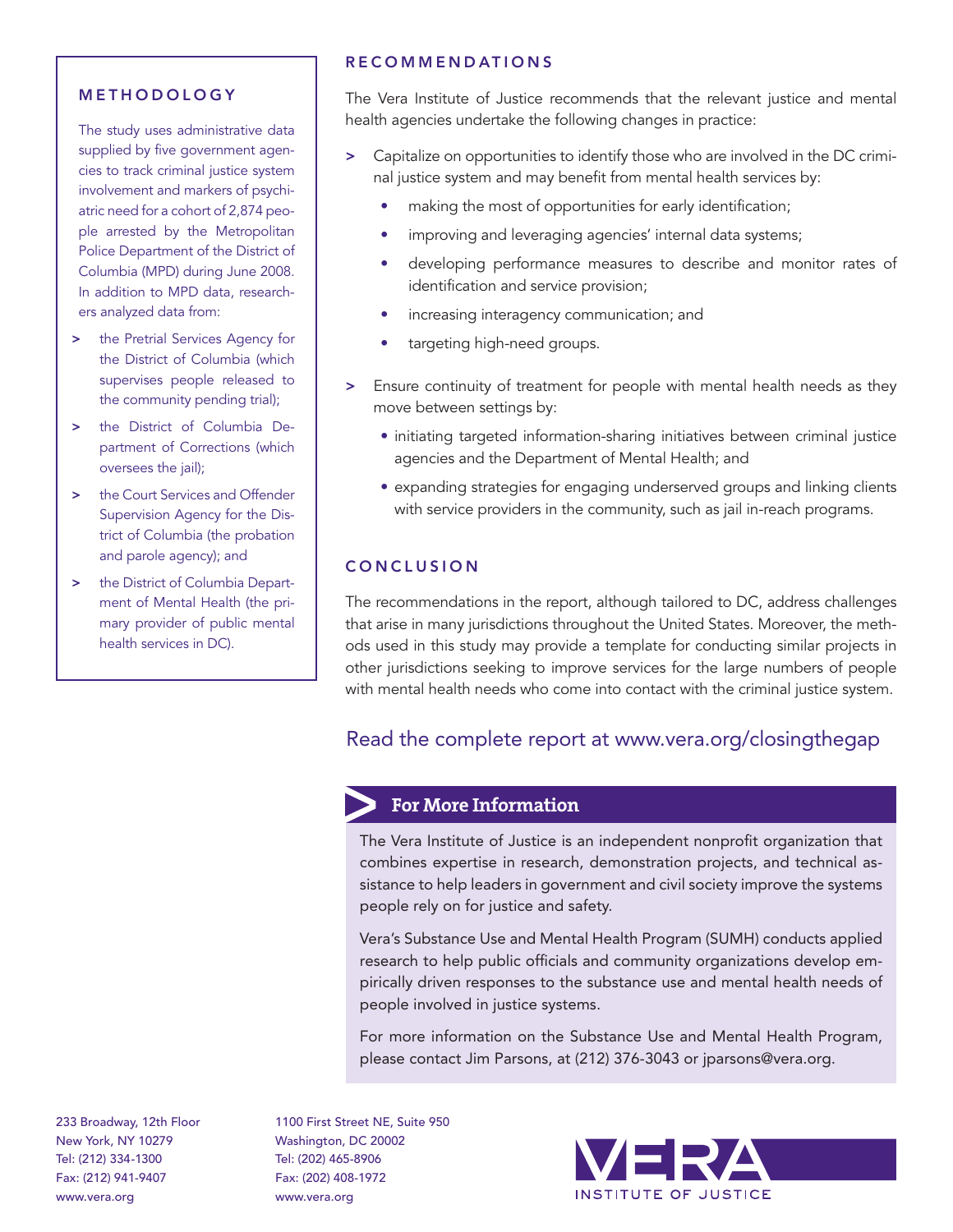## METHODOLOGY

The study uses administrative data supplied by five government agencies to track criminal justice system involvement and markers of psychiatric need for a cohort of 2,874 people arrested by the Metropolitan Police Department of the District of Columbia (MPD) during June 2008. In addition to MPD data, researchers analyzed data from:

> the Pretrial Services Agency for the District of Columbia (which supervises people released to the community pending trial);

> the District of Columbia Department of Corrections (which oversees the jail);

> the Court Services and Offender Supervision Agency for the District of Columbia (the probation and parole agency); and

> the District of Columbia Department of Mental Health (the primary provider of public mental health services in DC).

## RECOMMENDATIONS

The Vera Institute of Justice recommends that the relevant justice and mental health agencies undertake the following changes in practice:

> Capitalize on opportunities to identify those who are involved in the DC criminal justice system and may benefit from mental health services by:

- making the most of opportunities for early identification;
- improving and leveraging agencies' internal data systems;
- developing performance measures to describe and monitor rates of identification and service provision;
- increasing interagency communication; and
- targeting high-need groups.

> Ensure continuity of treatment for people with mental health needs as they move between settings by:

- initiating targeted information-sharing initiatives between criminal justice agencies and the Department of Mental Health; and
- expanding strategies for engaging underserved groups and linking clients with service providers in the community, such as jail in-reach programs.

## CONCLUSION

The recommendations in the report, although tailored to DC, address challenges that arise in many jurisdictions throughout the United States. Moreover, the methods used in this study may provide a template for conducting similar projects in other jurisdictions seeking to improve services for the large numbers of people with mental health needs who come into contact with the criminal justice system.

Read the complete report at www.vera.org/closingthegap

### For More Information

The Vera Institute of Justice is an independent nonprofit organization that combines expertise in research, demonstration projects, and technical assistance to help leaders in government and civil society improve the systems people rely on for justice and safety.

Vera's Substance Use and Mental Health Program (SUMH) conducts applied research to help public officials and community organizations develop empirically driven responses to the substance use and mental health needs of people involved in justice systems.

For more information on the Substance Use and Mental Health Program, please contact Jim Parsons, at (212) 376-3043 or jparsons@vera.org.

233 Broadway, 12th Floor
New York, NY 10279
Tel: (212) 334-1300
Fax: (212) 941-9407
www.vera.org

1100 First Street NE, Suite 950
Washington, DC 20002
Tel: (202) 465-8906
Fax: (202) 408-1972
www.vera.org

VERA INSTITUTE OF JUSTICE